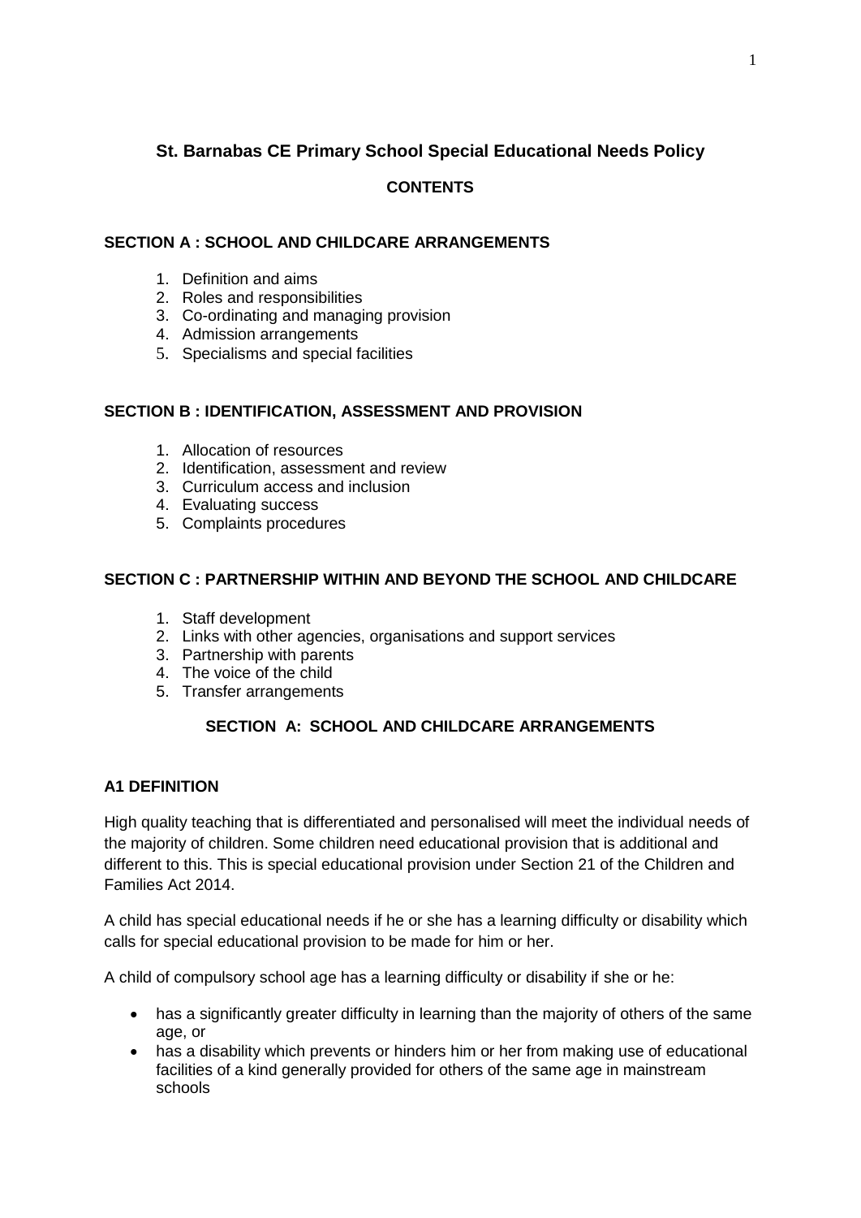# St. Barnabas CE Primary School Special Educational Needs Policy

## CONTENTS

### SECTION A : SCHOOL AND CHILDCARE ARRANGEMENTS

1. Definition and aims
2. Roles and responsibilities
3. Co-ordinating and managing provision
4. Admission arrangements
5. Specialisms and special facilities

### SECTION B : IDENTIFICATION, ASSESSMENT AND PROVISION

1. Allocation of resources
2. Identification, assessment and review
3. Curriculum access and inclusion
4. Evaluating success
5. Complaints procedures

### SECTION C : PARTNERSHIP WITHIN AND BEYOND THE SCHOOL AND CHILDCARE

1. Staff development
2. Links with other agencies, organisations and support services
3. Partnership with parents
4. The voice of the child
5. Transfer arrangements

## SECTION A: SCHOOL AND CHILDCARE ARRANGEMENTS

### A1 DEFINITION

High quality teaching that is differentiated and personalised will meet the individual needs of the majority of children. Some children need educational provision that is additional and different to this. This is special educational provision under Section 21 of the Children and Families Act 2014.

A child has special educational needs if he or she has a learning difficulty or disability which calls for special educational provision to be made for him or her.

A child of compulsory school age has a learning difficulty or disability if she or he:

- has a significantly greater difficulty in learning than the majority of others of the same age, or
- has a disability which prevents or hinders him or her from making use of educational facilities of a kind generally provided for others of the same age in mainstream schools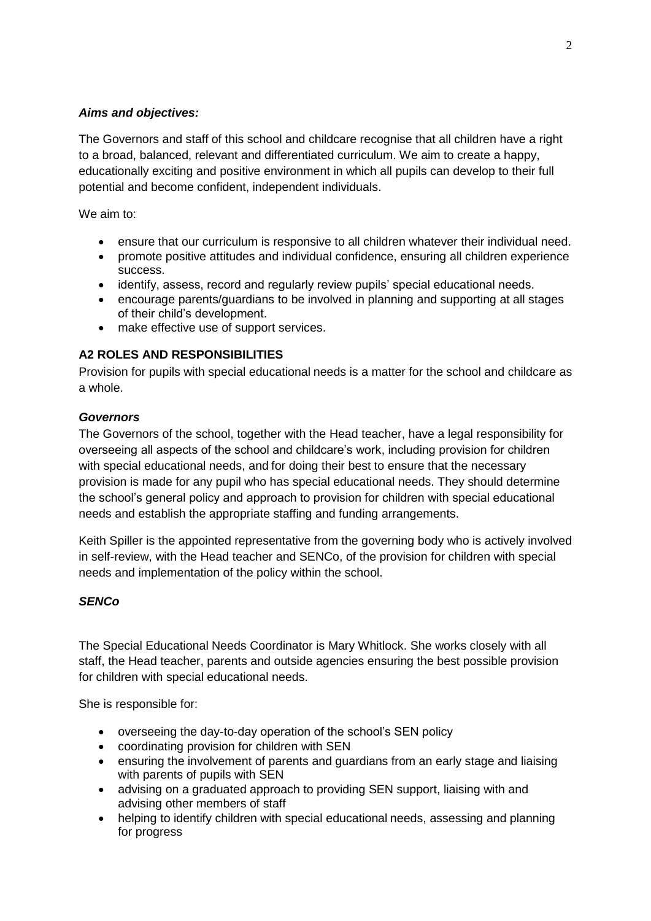***Aims and objectives:***

The Governors and staff of this school and childcare recognise that all children have a right to a broad, balanced, relevant and differentiated curriculum. We aim to create a happy, educationally exciting and positive environment in which all pupils can develop to their full potential and become confident, independent individuals.

We aim to:

- ensure that our curriculum is responsive to all children whatever their individual need.
- promote positive attitudes and individual confidence, ensuring all children experience success.
- identify, assess, record and regularly review pupils' special educational needs.
- encourage parents/guardians to be involved in planning and supporting at all stages of their child's development.
- make effective use of support services.

## A2 ROLES AND RESPONSIBILITIES

Provision for pupils with special educational needs is a matter for the school and childcare as a whole.

***Governors***

The Governors of the school, together with the Head teacher, have a legal responsibility for overseeing all aspects of the school and childcare's work, including provision for children with special educational needs, and for doing their best to ensure that the necessary provision is made for any pupil who has special educational needs. They should determine the school's general policy and approach to provision for children with special educational needs and establish the appropriate staffing and funding arrangements.

Keith Spiller is the appointed representative from the governing body who is actively involved in self-review, with the Head teacher and SENCo, of the provision for children with special needs and implementation of the policy within the school.

***SENCo***

The Special Educational Needs Coordinator is Mary Whitlock. She works closely with all staff, the Head teacher, parents and outside agencies ensuring the best possible provision for children with special educational needs.

She is responsible for:

- overseeing the day-to-day operation of the school's SEN policy
- coordinating provision for children with SEN
- ensuring the involvement of parents and guardians from an early stage and liaising with parents of pupils with SEN
- advising on a graduated approach to providing SEN support, liaising with and advising other members of staff
- helping to identify children with special educational needs, assessing and planning for progress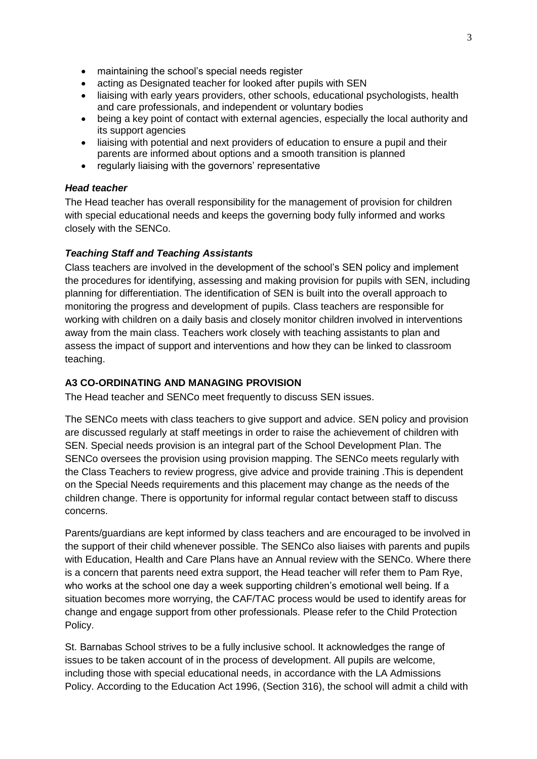- maintaining the school's special needs register
- acting as Designated teacher for looked after pupils with SEN
- liaising with early years providers, other schools, educational psychologists, health and care professionals, and independent or voluntary bodies
- being a key point of contact with external agencies, especially the local authority and its support agencies
- liaising with potential and next providers of education to ensure a pupil and their parents are informed about options and a smooth transition is planned
- regularly liaising with the governors' representative

***Head teacher***

The Head teacher has overall responsibility for the management of provision for children with special educational needs and keeps the governing body fully informed and works closely with the SENCo.

***Teaching Staff and Teaching Assistants***

Class teachers are involved in the development of the school's SEN policy and implement the procedures for identifying, assessing and making provision for pupils with SEN, including planning for differentiation. The identification of SEN is built into the overall approach to monitoring the progress and development of pupils. Class teachers are responsible for working with children on a daily basis and closely monitor children involved in interventions away from the main class. Teachers work closely with teaching assistants to plan and assess the impact of support and interventions and how they can be linked to classroom teaching.

**A3 CO-ORDINATING AND MANAGING PROVISION**

The Head teacher and SENCo meet frequently to discuss SEN issues.

The SENCo meets with class teachers to give support and advice. SEN policy and provision are discussed regularly at staff meetings in order to raise the achievement of children with SEN. Special needs provision is an integral part of the School Development Plan. The SENCo oversees the provision using provision mapping. The SENCo meets regularly with the Class Teachers to review progress, give advice and provide training .This is dependent on the Special Needs requirements and this placement may change as the needs of the children change. There is opportunity for informal regular contact between staff to discuss concerns.

Parents/guardians are kept informed by class teachers and are encouraged to be involved in the support of their child whenever possible. The SENCo also liaises with parents and pupils with Education, Health and Care Plans have an Annual review with the SENCo. Where there is a concern that parents need extra support, the Head teacher will refer them to Pam Rye, who works at the school one day a week supporting children's emotional well being. If a situation becomes more worrying, the CAF/TAC process would be used to identify areas for change and engage support from other professionals. Please refer to the Child Protection Policy.

St. Barnabas School strives to be a fully inclusive school. It acknowledges the range of issues to be taken account of in the process of development. All pupils are welcome, including those with special educational needs, in accordance with the LA Admissions Policy. According to the Education Act 1996, (Section 316), the school will admit a child with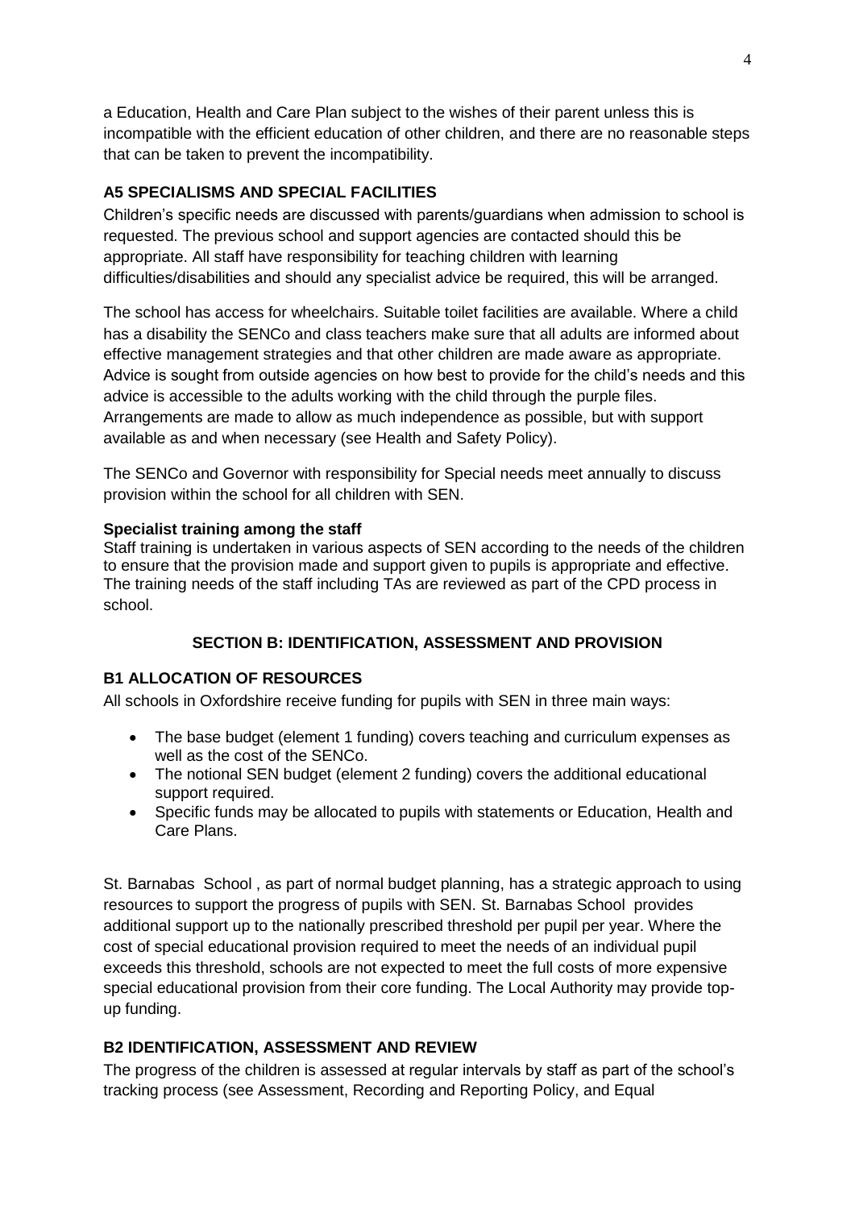a Education, Health and Care Plan subject to the wishes of their parent unless this is incompatible with the efficient education of other children, and there are no reasonable steps that can be taken to prevent the incompatibility.

### A5 SPECIALISMS AND SPECIAL FACILITIES

Children's specific needs are discussed with parents/guardians when admission to school is requested. The previous school and support agencies are contacted should this be appropriate. All staff have responsibility for teaching children with learning difficulties/disabilities and should any specialist advice be required, this will be arranged.

The school has access for wheelchairs. Suitable toilet facilities are available. Where a child has a disability the SENCo and class teachers make sure that all adults are informed about effective management strategies and that other children are made aware as appropriate. Advice is sought from outside agencies on how best to provide for the child's needs and this advice is accessible to the adults working with the child through the purple files. Arrangements are made to allow as much independence as possible, but with support available as and when necessary (see Health and Safety Policy).

The SENCo and Governor with responsibility for Special needs meet annually to discuss provision within the school for all children with SEN.

#### Specialist training among the staff

Staff training is undertaken in various aspects of SEN according to the needs of the children to ensure that the provision made and support given to pupils is appropriate and effective. The training needs of the staff including TAs are reviewed as part of the CPD process in school.

## SECTION B: IDENTIFICATION, ASSESSMENT AND PROVISION

### B1 ALLOCATION OF RESOURCES

All schools in Oxfordshire receive funding for pupils with SEN in three main ways:

- The base budget (element 1 funding) covers teaching and curriculum expenses as well as the cost of the SENCo.
- The notional SEN budget (element 2 funding) covers the additional educational support required.
- Specific funds may be allocated to pupils with statements or Education, Health and Care Plans.

St. Barnabas School , as part of normal budget planning, has a strategic approach to using resources to support the progress of pupils with SEN. St. Barnabas School provides additional support up to the nationally prescribed threshold per pupil per year. Where the cost of special educational provision required to meet the needs of an individual pupil exceeds this threshold, schools are not expected to meet the full costs of more expensive special educational provision from their core funding. The Local Authority may provide top-up funding.

### B2 IDENTIFICATION, ASSESSMENT AND REVIEW

The progress of the children is assessed at regular intervals by staff as part of the school's tracking process (see Assessment, Recording and Reporting Policy, and Equal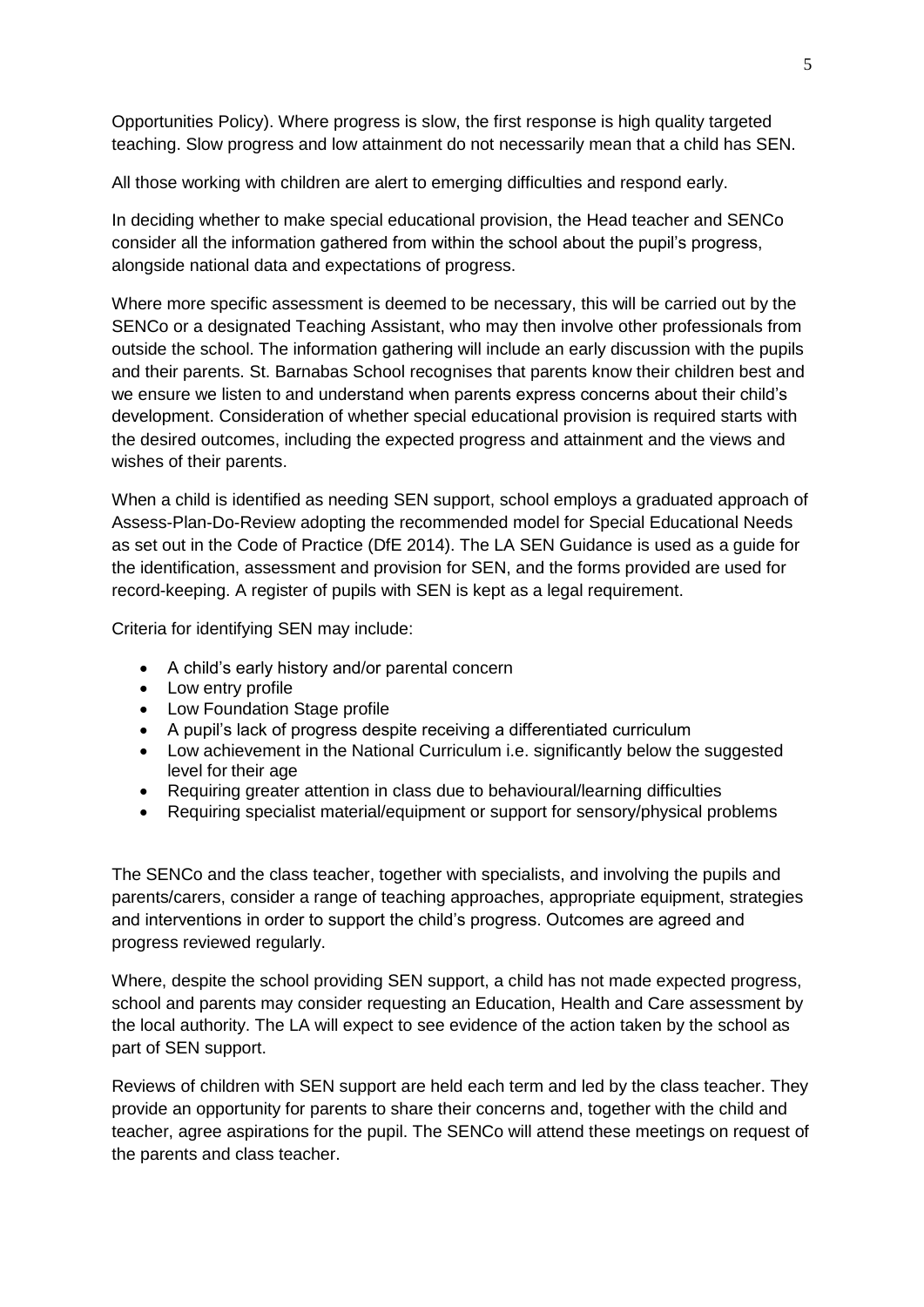Opportunities Policy). Where progress is slow, the first response is high quality targeted teaching. Slow progress and low attainment do not necessarily mean that a child has SEN.

All those working with children are alert to emerging difficulties and respond early.

In deciding whether to make special educational provision, the Head teacher and SENCo consider all the information gathered from within the school about the pupil's progress, alongside national data and expectations of progress.

Where more specific assessment is deemed to be necessary, this will be carried out by the SENCo or a designated Teaching Assistant, who may then involve other professionals from outside the school. The information gathering will include an early discussion with the pupils and their parents. St. Barnabas School recognises that parents know their children best and we ensure we listen to and understand when parents express concerns about their child's development. Consideration of whether special educational provision is required starts with the desired outcomes, including the expected progress and attainment and the views and wishes of their parents.

When a child is identified as needing SEN support, school employs a graduated approach of Assess-Plan-Do-Review adopting the recommended model for Special Educational Needs as set out in the Code of Practice (DfE 2014). The LA SEN Guidance is used as a guide for the identification, assessment and provision for SEN, and the forms provided are used for record-keeping. A register of pupils with SEN is kept as a legal requirement.

Criteria for identifying SEN may include:

- A child's early history and/or parental concern
- Low entry profile
- Low Foundation Stage profile
- A pupil's lack of progress despite receiving a differentiated curriculum
- Low achievement in the National Curriculum i.e. significantly below the suggested level for their age
- Requiring greater attention in class due to behavioural/learning difficulties
- Requiring specialist material/equipment or support for sensory/physical problems

The SENCo and the class teacher, together with specialists, and involving the pupils and parents/carers, consider a range of teaching approaches, appropriate equipment, strategies and interventions in order to support the child's progress. Outcomes are agreed and progress reviewed regularly.

Where, despite the school providing SEN support, a child has not made expected progress, school and parents may consider requesting an Education, Health and Care assessment by the local authority. The LA will expect to see evidence of the action taken by the school as part of SEN support.

Reviews of children with SEN support are held each term and led by the class teacher. They provide an opportunity for parents to share their concerns and, together with the child and teacher, agree aspirations for the pupil. The SENCo will attend these meetings on request of the parents and class teacher.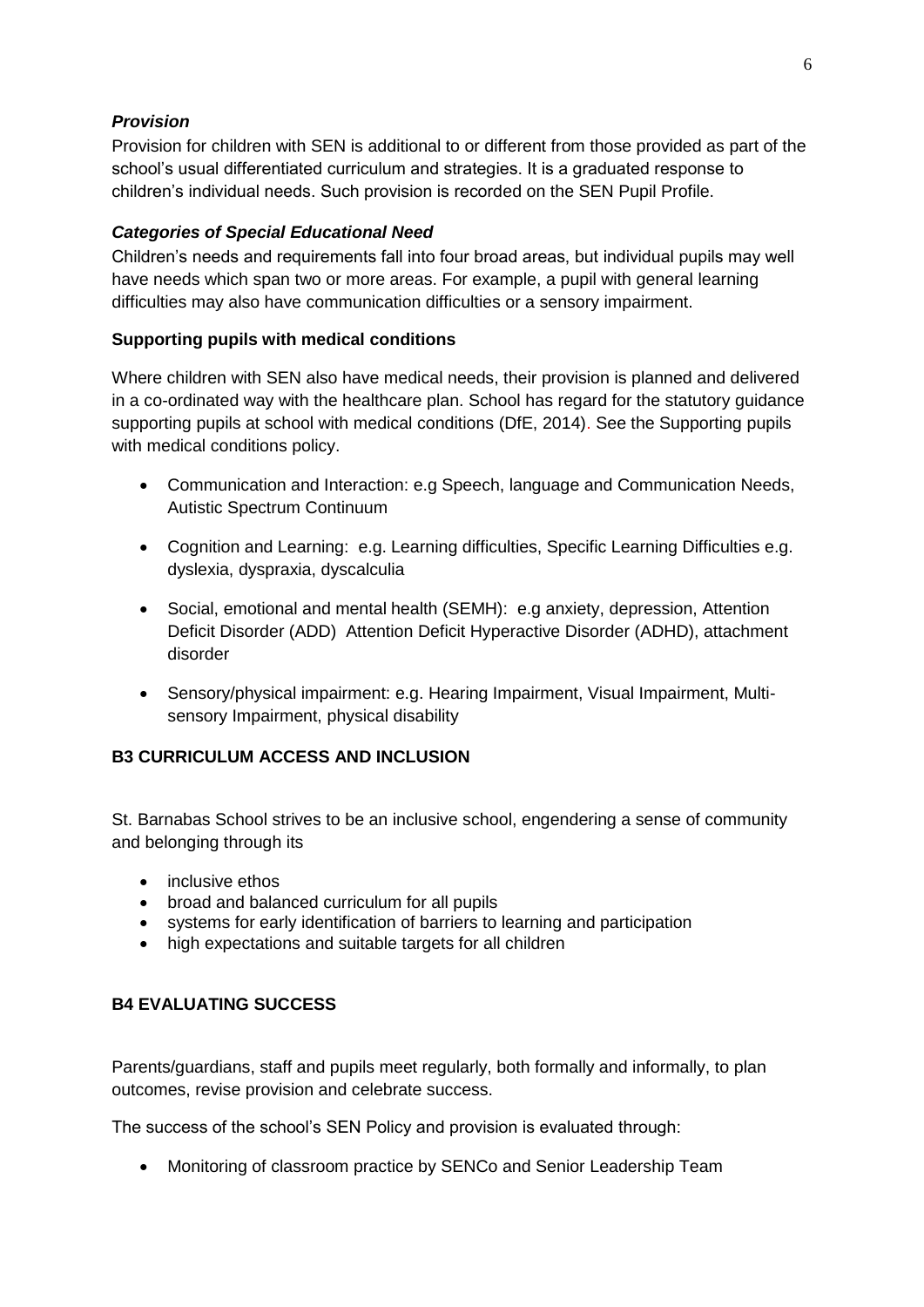***Provision***

Provision for children with SEN is additional to or different from those provided as part of the school's usual differentiated curriculum and strategies. It is a graduated response to children's individual needs. Such provision is recorded on the SEN Pupil Profile.

***Categories of Special Educational Need***

Children's needs and requirements fall into four broad areas, but individual pupils may well have needs which span two or more areas. For example, a pupil with general learning difficulties may also have communication difficulties or a sensory impairment.

**Supporting pupils with medical conditions**

Where children with SEN also have medical needs, their provision is planned and delivered in a co-ordinated way with the healthcare plan. School has regard for the statutory guidance supporting pupils at school with medical conditions (DfE, 2014). See the Supporting pupils with medical conditions policy.

- Communication and Interaction: e.g Speech, language and Communication Needs, Autistic Spectrum Continuum
- Cognition and Learning: e.g. Learning difficulties, Specific Learning Difficulties e.g. dyslexia, dyspraxia, dyscalculia
- Social, emotional and mental health (SEMH): e.g anxiety, depression, Attention Deficit Disorder (ADD) Attention Deficit Hyperactive Disorder (ADHD), attachment disorder
- Sensory/physical impairment: e.g. Hearing Impairment, Visual Impairment, Multi-sensory Impairment, physical disability

**B3 CURRICULUM ACCESS AND INCLUSION**

St. Barnabas School strives to be an inclusive school, engendering a sense of community and belonging through its

- inclusive ethos
- broad and balanced curriculum for all pupils
- systems for early identification of barriers to learning and participation
- high expectations and suitable targets for all children

**B4 EVALUATING SUCCESS**

Parents/guardians, staff and pupils meet regularly, both formally and informally, to plan outcomes, revise provision and celebrate success.

The success of the school's SEN Policy and provision is evaluated through:

- Monitoring of classroom practice by SENCo and Senior Leadership Team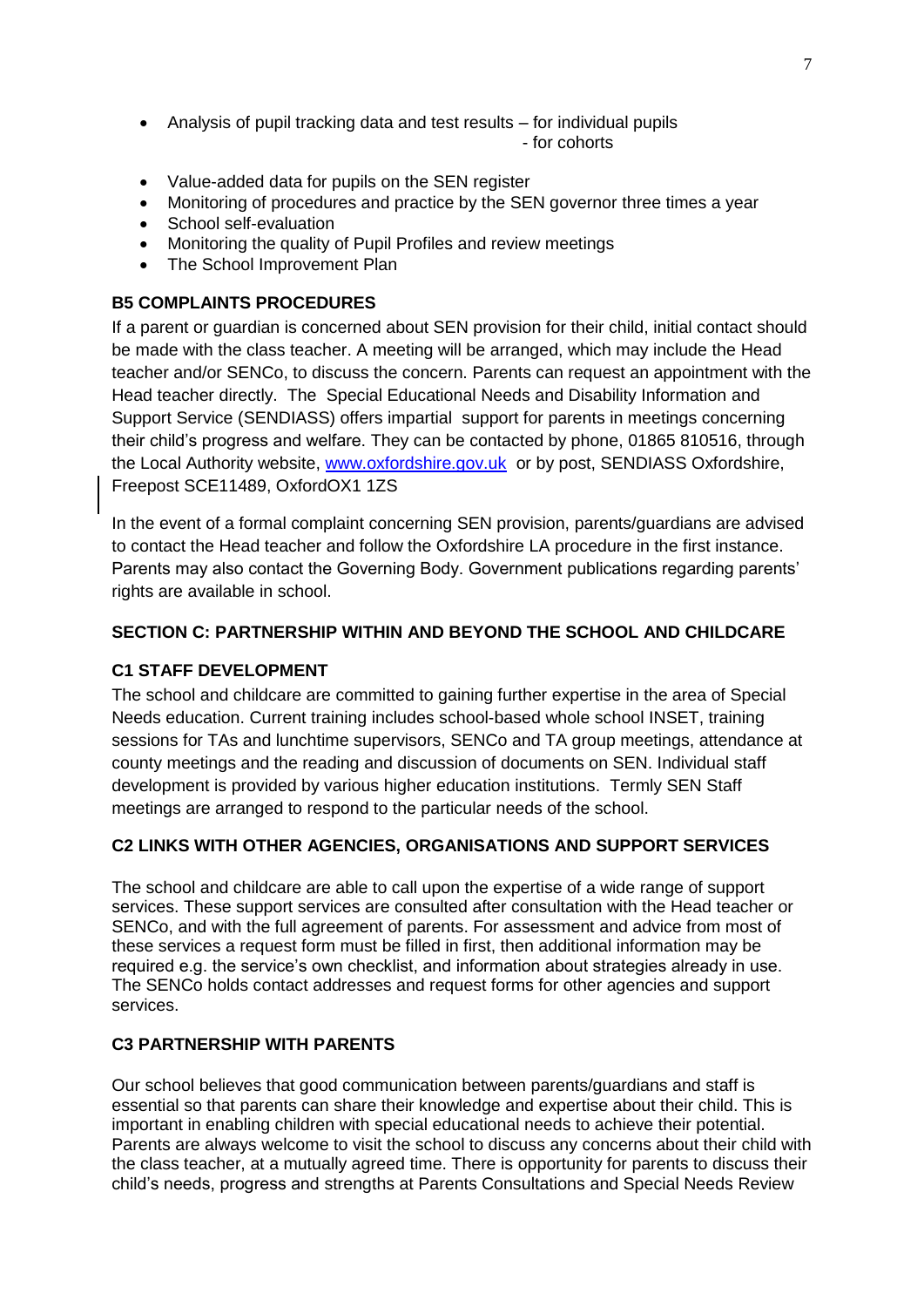- Analysis of pupil tracking data and test results – for individual pupils
  - for cohorts
- Value-added data for pupils on the SEN register
- Monitoring of procedures and practice by the SEN governor three times a year
- School self-evaluation
- Monitoring the quality of Pupil Profiles and review meetings
- The School Improvement Plan

**B5 COMPLAINTS PROCEDURES**

If a parent or guardian is concerned about SEN provision for their child, initial contact should be made with the class teacher. A meeting will be arranged, which may include the Head teacher and/or SENCo, to discuss the concern. Parents can request an appointment with the Head teacher directly. The Special Educational Needs and Disability Information and Support Service (SENDIASS) offers impartial support for parents in meetings concerning their child's progress and welfare. They can be contacted by phone, 01865 810516, through the Local Authority website, www.oxfordshire.gov.uk or by post, SENDIASS Oxfordshire, Freepost SCE11489, OxfordOX1 1ZS

In the event of a formal complaint concerning SEN provision, parents/guardians are advised to contact the Head teacher and follow the Oxfordshire LA procedure in the first instance. Parents may also contact the Governing Body. Government publications regarding parents' rights are available in school.

**SECTION C: PARTNERSHIP WITHIN AND BEYOND THE SCHOOL AND CHILDCARE**

**C1 STAFF DEVELOPMENT**

The school and childcare are committed to gaining further expertise in the area of Special Needs education. Current training includes school-based whole school INSET, training sessions for TAs and lunchtime supervisors, SENCo and TA group meetings, attendance at county meetings and the reading and discussion of documents on SEN. Individual staff development is provided by various higher education institutions. Termly SEN Staff meetings are arranged to respond to the particular needs of the school.

**C2 LINKS WITH OTHER AGENCIES, ORGANISATIONS AND SUPPORT SERVICES**

The school and childcare are able to call upon the expertise of a wide range of support services. These support services are consulted after consultation with the Head teacher or SENCo, and with the full agreement of parents. For assessment and advice from most of these services a request form must be filled in first, then additional information may be required e.g. the service's own checklist, and information about strategies already in use. The SENCo holds contact addresses and request forms for other agencies and support services.

**C3 PARTNERSHIP WITH PARENTS**

Our school believes that good communication between parents/guardians and staff is essential so that parents can share their knowledge and expertise about their child. This is important in enabling children with special educational needs to achieve their potential. Parents are always welcome to visit the school to discuss any concerns about their child with the class teacher, at a mutually agreed time. There is opportunity for parents to discuss their child's needs, progress and strengths at Parents Consultations and Special Needs Review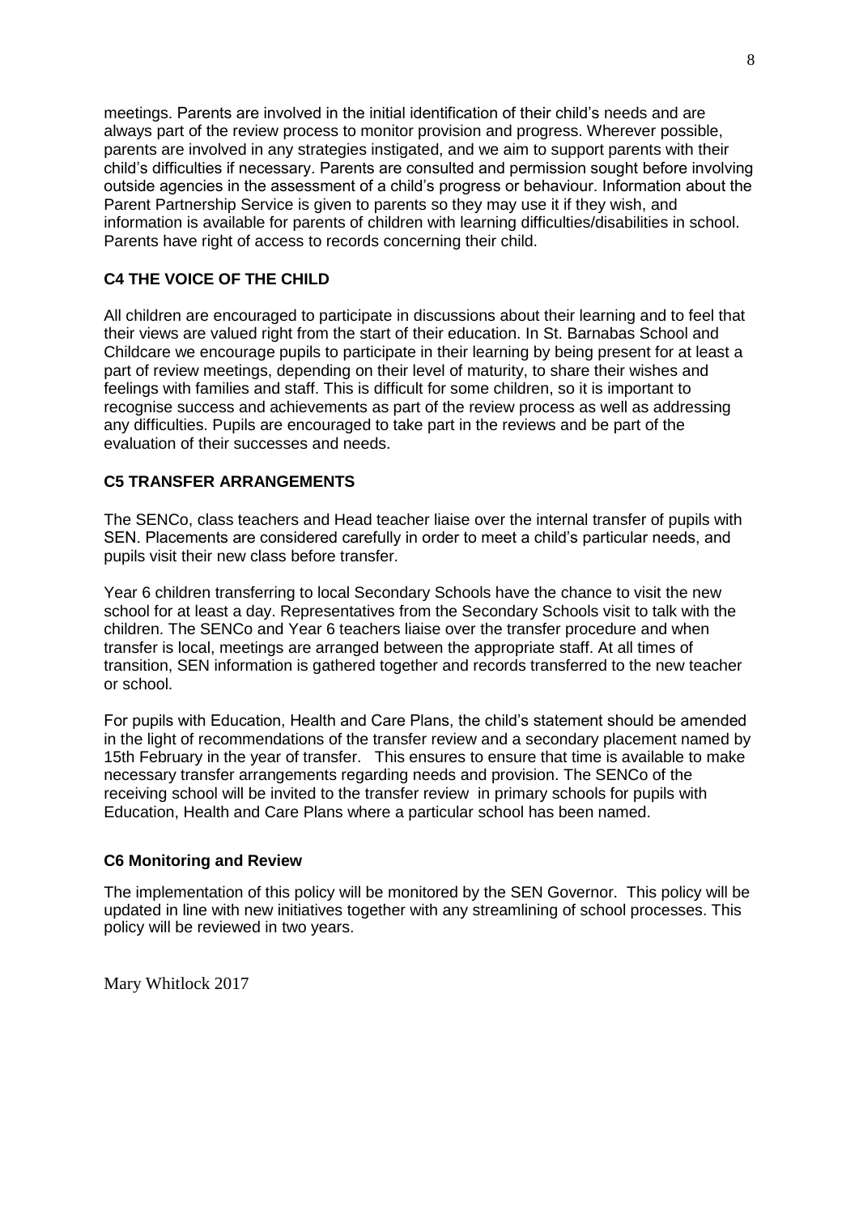meetings. Parents are involved in the initial identification of their child's needs and are always part of the review process to monitor provision and progress. Wherever possible, parents are involved in any strategies instigated, and we aim to support parents with their child's difficulties if necessary. Parents are consulted and permission sought before involving outside agencies in the assessment of a child's progress or behaviour. Information about the Parent Partnership Service is given to parents so they may use it if they wish, and information is available for parents of children with learning difficulties/disabilities in school. Parents have right of access to records concerning their child.

### C4 THE VOICE OF THE CHILD

All children are encouraged to participate in discussions about their learning and to feel that their views are valued right from the start of their education. In St. Barnabas School and Childcare we encourage pupils to participate in their learning by being present for at least a part of review meetings, depending on their level of maturity, to share their wishes and feelings with families and staff. This is difficult for some children, so it is important to recognise success and achievements as part of the review process as well as addressing any difficulties. Pupils are encouraged to take part in the reviews and be part of the evaluation of their successes and needs.

### C5 TRANSFER ARRANGEMENTS

The SENCo, class teachers and Head teacher liaise over the internal transfer of pupils with SEN. Placements are considered carefully in order to meet a child's particular needs, and pupils visit their new class before transfer.

Year 6 children transferring to local Secondary Schools have the chance to visit the new school for at least a day. Representatives from the Secondary Schools visit to talk with the children. The SENCo and Year 6 teachers liaise over the transfer procedure and when transfer is local, meetings are arranged between the appropriate staff. At all times of transition, SEN information is gathered together and records transferred to the new teacher or school.

For pupils with Education, Health and Care Plans, the child's statement should be amended in the light of recommendations of the transfer review and a secondary placement named by 15th February in the year of transfer. This ensures to ensure that time is available to make necessary transfer arrangements regarding needs and provision. The SENCo of the receiving school will be invited to the transfer review in primary schools for pupils with Education, Health and Care Plans where a particular school has been named.

### C6 Monitoring and Review

The implementation of this policy will be monitored by the SEN Governor. This policy will be updated in line with new initiatives together with any streamlining of school processes. This policy will be reviewed in two years.

Mary Whitlock 2017